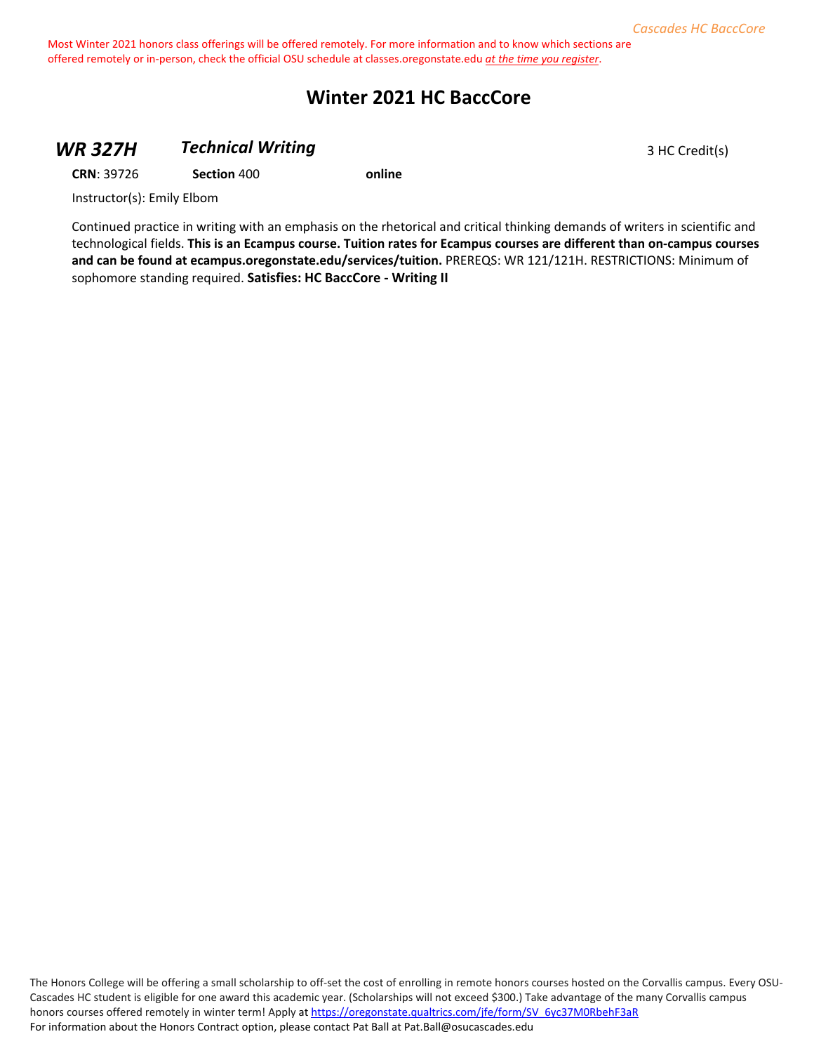Most Winter 2021 honors class offerings will be offered remotely. For more information and to know which sections are offered remotely or in-person, check the official OSU schedule at classes.oregonstate.edu *at the time you register*.

# Winter 2021 HC BaccCore

## *WR 327H* *Technical Writing* 3 HC Credit(s)

**CRN**: 39726 **Section** 400 **online**

Instructor(s): Emily Elbom

Continued practice in writing with an emphasis on the rhetorical and critical thinking demands of writers in scientific and technological fields. **This is an Ecampus course. Tuition rates for Ecampus courses are different than on-campus courses and can be found at ecampus.oregonstate.edu/services/tuition.** PREREQS: WR 121/121H. RESTRICTIONS: Minimum of sophomore standing required. **Satisfies: HC BaccCore - Writing II**

The Honors College will be offering a small scholarship to off-set the cost of enrolling in remote honors courses hosted on the Corvallis campus. Every OSU-Cascades HC student is eligible for one award this academic year. (Scholarships will not exceed $300.) Take advantage of the many Corvallis campus honors courses offered remotely in winter term! Apply at https://oregonstate.qualtrics.com/jfe/form/SV_6yc37M0RbehF3aR
For information about the Honors Contract option, please contact Pat Ball at Pat.Ball@osucascades.edu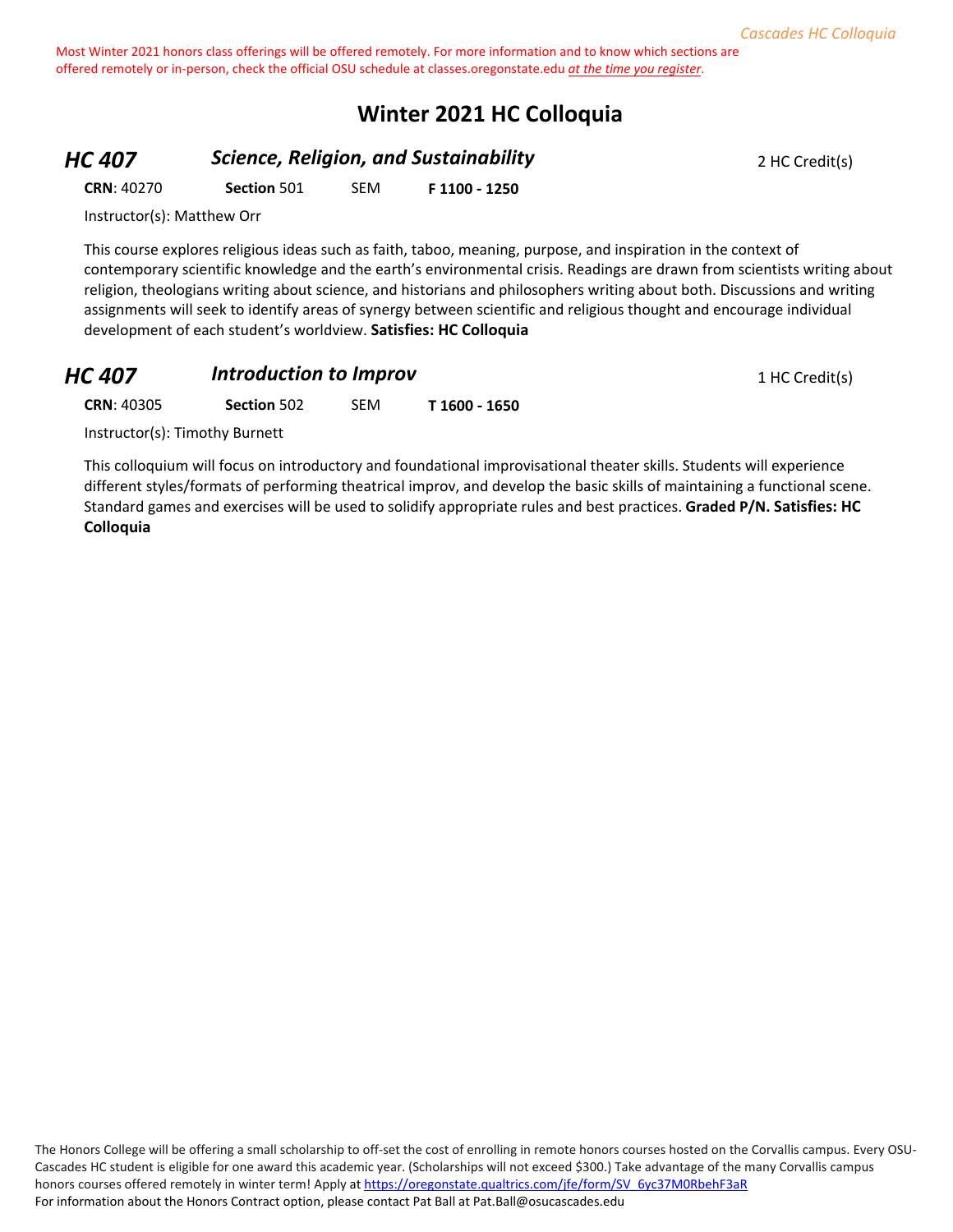Most Winter 2021 honors class offerings will be offered remotely. For more information and to know which sections are offered remotely or in-person, check the official OSU schedule at classes.oregonstate.edu *at the time you register*.

# Winter 2021 HC Colloquia

## HC 407 — *Science, Religion, and Sustainability* — 2 HC Credit(s)

**CRN**: 40270 **Section** 501 SEM **F 1100 - 1250**

Instructor(s): Matthew Orr

This course explores religious ideas such as faith, taboo, meaning, purpose, and inspiration in the context of contemporary scientific knowledge and the earth's environmental crisis. Readings are drawn from scientists writing about religion, theologians writing about science, and historians and philosophers writing about both. Discussions and writing assignments will seek to identify areas of synergy between scientific and religious thought and encourage individual development of each student's worldview. **Satisfies: HC Colloquia**

## HC 407 — *Introduction to Improv* — 1 HC Credit(s)

**CRN**: 40305 **Section** 502 SEM **T 1600 - 1650**

Instructor(s): Timothy Burnett

This colloquium will focus on introductory and foundational improvisational theater skills. Students will experience different styles/formats of performing theatrical improv, and develop the basic skills of maintaining a functional scene. Standard games and exercises will be used to solidify appropriate rules and best practices. **Graded P/N. Satisfies: HC Colloquia**

The Honors College will be offering a small scholarship to off-set the cost of enrolling in remote honors courses hosted on the Corvallis campus. Every OSU-Cascades HC student is eligible for one award this academic year. (Scholarships will not exceed $300.) Take advantage of the many Corvallis campus honors courses offered remotely in winter term! Apply at https://oregonstate.qualtrics.com/jfe/form/SV_6yc37M0RbehF3aR

For information about the Honors Contract option, please contact Pat Ball at Pat.Ball@osucascades.edu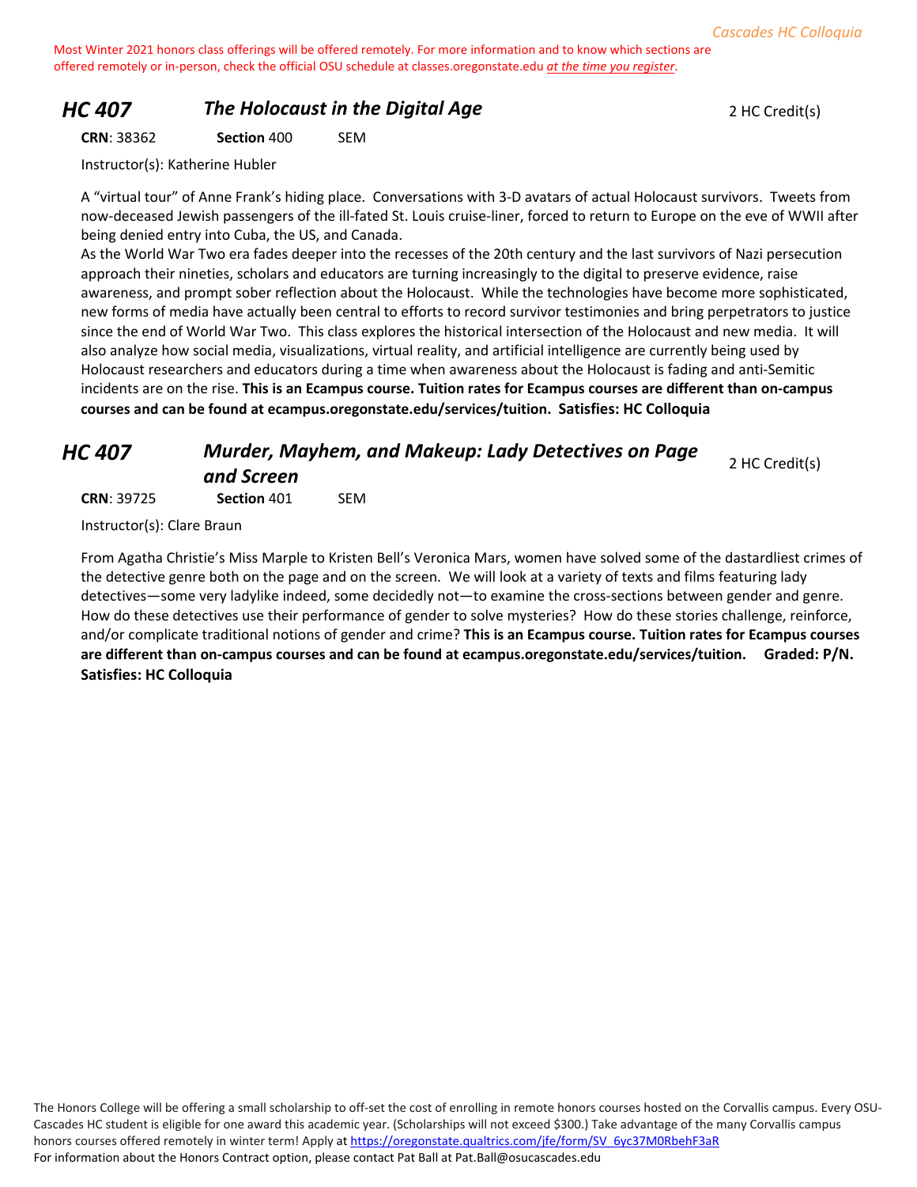Most Winter 2021 honors class offerings will be offered remotely. For more information and to know which sections are offered remotely or in-person, check the official OSU schedule at classes.oregonstate.edu *at the time you register*.

## HC 407 — *The Holocaust in the Digital Age* — 2 HC Credit(s)

**CRN**: 38362 **Section** 400 SEM

Instructor(s): Katherine Hubler

A "virtual tour" of Anne Frank's hiding place. Conversations with 3-D avatars of actual Holocaust survivors. Tweets from now-deceased Jewish passengers of the ill-fated St. Louis cruise-liner, forced to return to Europe on the eve of WWII after being denied entry into Cuba, the US, and Canada.

As the World War Two era fades deeper into the recesses of the 20th century and the last survivors of Nazi persecution approach their nineties, scholars and educators are turning increasingly to the digital to preserve evidence, raise awareness, and prompt sober reflection about the Holocaust. While the technologies have become more sophisticated, new forms of media have actually been central to efforts to record survivor testimonies and bring perpetrators to justice since the end of World War Two. This class explores the historical intersection of the Holocaust and new media. It will also analyze how social media, visualizations, virtual reality, and artificial intelligence are currently being used by Holocaust researchers and educators during a time when awareness about the Holocaust is fading and anti-Semitic incidents are on the rise. **This is an Ecampus course. Tuition rates for Ecampus courses are different than on-campus courses and can be found at ecampus.oregonstate.edu/services/tuition. Satisfies: HC Colloquia**

## HC 407 — *Murder, Mayhem, and Makeup: Lady Detectives on Page and Screen* — 2 HC Credit(s)

**CRN**: 39725 **Section** 401 SEM

Instructor(s): Clare Braun

From Agatha Christie's Miss Marple to Kristen Bell's Veronica Mars, women have solved some of the dastardliest crimes of the detective genre both on the page and on the screen. We will look at a variety of texts and films featuring lady detectives—some very ladylike indeed, some decidedly not—to examine the cross-sections between gender and genre. How do these detectives use their performance of gender to solve mysteries? How do these stories challenge, reinforce, and/or complicate traditional notions of gender and crime? **This is an Ecampus course. Tuition rates for Ecampus courses are different than on-campus courses and can be found at ecampus.oregonstate.edu/services/tuition. Graded: P/N. Satisfies: HC Colloquia**

The Honors College will be offering a small scholarship to off-set the cost of enrolling in remote honors courses hosted on the Corvallis campus. Every OSU-Cascades HC student is eligible for one award this academic year. (Scholarships will not exceed $300.) Take advantage of the many Corvallis campus honors courses offered remotely in winter term! Apply at https://oregonstate.qualtrics.com/jfe/form/SV_6yc37M0RbehF3aR
For information about the Honors Contract option, please contact Pat Ball at Pat.Ball@osucascades.edu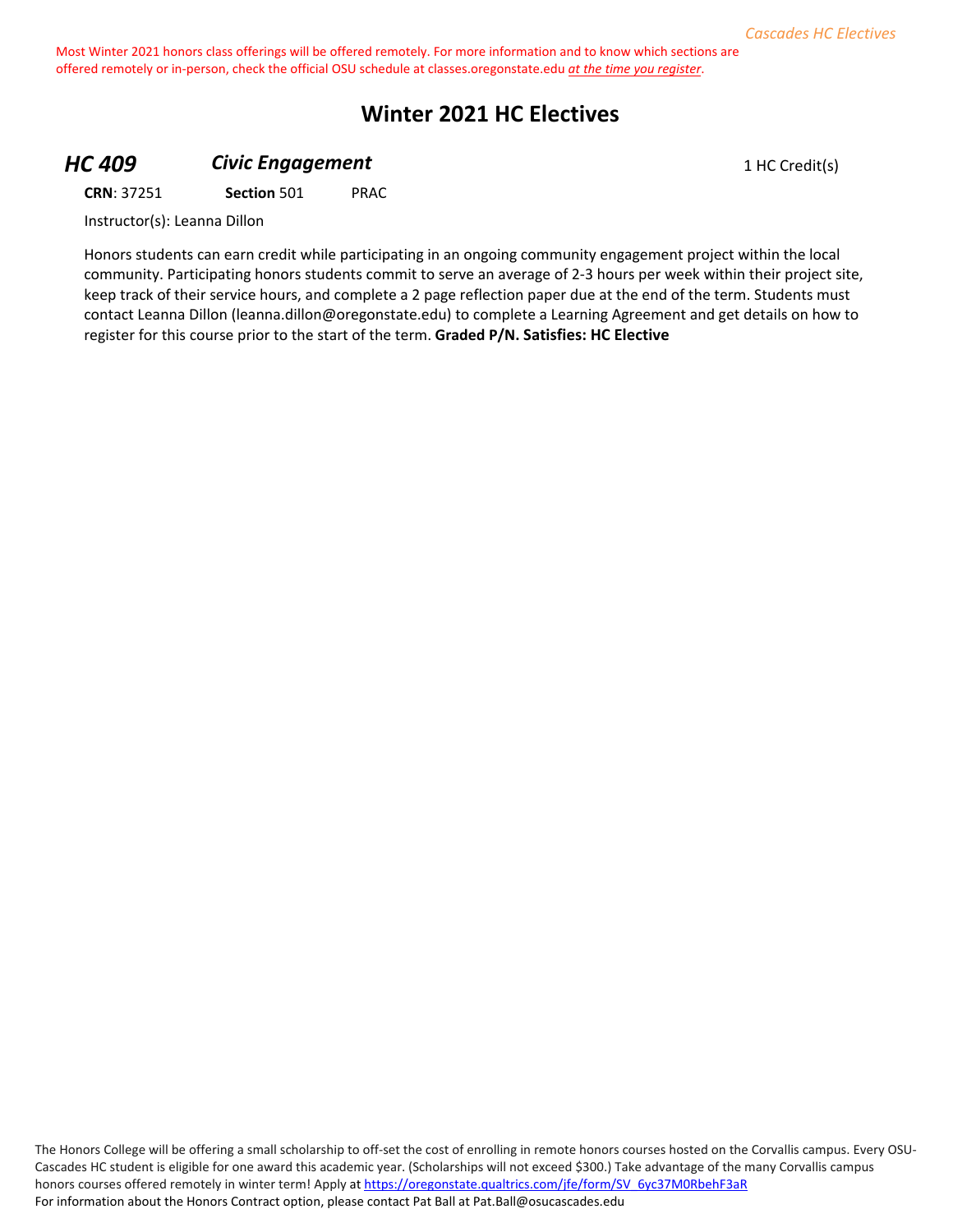Most Winter 2021 honors class offerings will be offered remotely. For more information and to know which sections are offered remotely or in-person, check the official OSU schedule at classes.oregonstate.edu *at the time you register*.

# Winter 2021 HC Electives

## *HC 409* *Civic Engagement* 1 HC Credit(s)

**CRN**: 37251 **Section** 501 PRAC

Instructor(s): Leanna Dillon

Honors students can earn credit while participating in an ongoing community engagement project within the local community. Participating honors students commit to serve an average of 2-3 hours per week within their project site, keep track of their service hours, and complete a 2 page reflection paper due at the end of the term. Students must contact Leanna Dillon (leanna.dillon@oregonstate.edu) to complete a Learning Agreement and get details on how to register for this course prior to the start of the term. **Graded P/N. Satisfies: HC Elective**

The Honors College will be offering a small scholarship to off-set the cost of enrolling in remote honors courses hosted on the Corvallis campus. Every OSU-Cascades HC student is eligible for one award this academic year. (Scholarships will not exceed $300.) Take advantage of the many Corvallis campus honors courses offered remotely in winter term! Apply at https://oregonstate.qualtrics.com/jfe/form/SV_6yc37M0RbehF3aR
For information about the Honors Contract option, please contact Pat Ball at Pat.Ball@osucascades.edu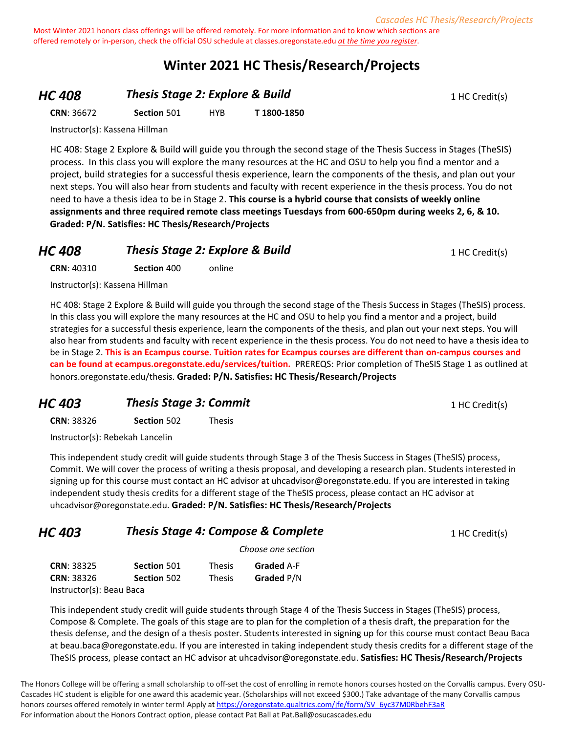Most Winter 2021 honors class offerings will be offered remotely. For more information and to know which sections are offered remotely or in-person, check the official OSU schedule at classes.oregonstate.edu *at the time you register*.

# Winter 2021 HC Thesis/Research/Projects

## HC 408 — *Thesis Stage 2: Explore & Build* — 1 HC Credit(s)

**CRN**: 36672 **Section** 501 HYB **T 1800-1850**

Instructor(s): Kassena Hillman

HC 408: Stage 2 Explore & Build will guide you through the second stage of the Thesis Success in Stages (TheSIS) process. In this class you will explore the many resources at the HC and OSU to help you find a mentor and a project, build strategies for a successful thesis experience, learn the components of the thesis, and plan out your next steps. You will also hear from students and faculty with recent experience in the thesis process. You do not need to have a thesis idea to be in Stage 2. **This course is a hybrid course that consists of weekly online assignments and three required remote class meetings Tuesdays from 600-650pm during weeks 2, 6, & 10. Graded: P/N. Satisfies: HC Thesis/Research/Projects**

## HC 408 — *Thesis Stage 2: Explore & Build* — 1 HC Credit(s)

**CRN**: 40310 **Section** 400 online

Instructor(s): Kassena Hillman

HC 408: Stage 2 Explore & Build will guide you through the second stage of the Thesis Success in Stages (TheSIS) process. In this class you will explore the many resources at the HC and OSU to help you find a mentor and a project, build strategies for a successful thesis experience, learn the components of the thesis, and plan out your next steps. You will also hear from students and faculty with recent experience in the thesis process. You do not need to have a thesis idea to be in Stage 2. **This is an Ecampus course. Tuition rates for Ecampus courses are different than on-campus courses and can be found at ecampus.oregonstate.edu/services/tuition.** PREREQS: Prior completion of TheSIS Stage 1 as outlined at honors.oregonstate.edu/thesis. **Graded: P/N. Satisfies: HC Thesis/Research/Projects**

## HC 403 — *Thesis Stage 3: Commit* — 1 HC Credit(s)

**CRN**: 38326 **Section** 502 Thesis

Instructor(s): Rebekah Lancelin

This independent study credit will guide students through Stage 3 of the Thesis Success in Stages (TheSIS) process, Commit. We will cover the process of writing a thesis proposal, and developing a research plan. Students interested in signing up for this course must contact an HC advisor at uhcadvisor@oregonstate.edu. If you are interested in taking independent study thesis credits for a different stage of the TheSIS process, please contact an HC advisor at uhcadvisor@oregonstate.edu. **Graded: P/N. Satisfies: HC Thesis/Research/Projects**

## HC 403 — *Thesis Stage 4: Compose & Complete* — 1 HC Credit(s)

*Choose one section*

| | | | |
|---|---|---|---|
| **CRN**: 38325 | **Section** 501 | Thesis | **Graded** A-F |
| **CRN**: 38326 | **Section** 502 | Thesis | **Graded** P/N |

Instructor(s): Beau Baca

This independent study credit will guide students through Stage 4 of the Thesis Success in Stages (TheSIS) process, Compose & Complete. The goals of this stage are to plan for the completion of a thesis draft, the preparation for the thesis defense, and the design of a thesis poster. Students interested in signing up for this course must contact Beau Baca at beau.baca@oregonstate.edu. If you are interested in taking independent study thesis credits for a different stage of the TheSIS process, please contact an HC advisor at uhcadvisor@oregonstate.edu. **Satisfies: HC Thesis/Research/Projects**

The Honors College will be offering a small scholarship to off-set the cost of enrolling in remote honors courses hosted on the Corvallis campus. Every OSU-Cascades HC student is eligible for one award this academic year. (Scholarships will not exceed $300.) Take advantage of the many Corvallis campus honors courses offered remotely in winter term! Apply at https://oregonstate.qualtrics.com/jfe/form/SV_6yc37M0RbehF3aR
For information about the Honors Contract option, please contact Pat Ball at Pat.Ball@osucascades.edu